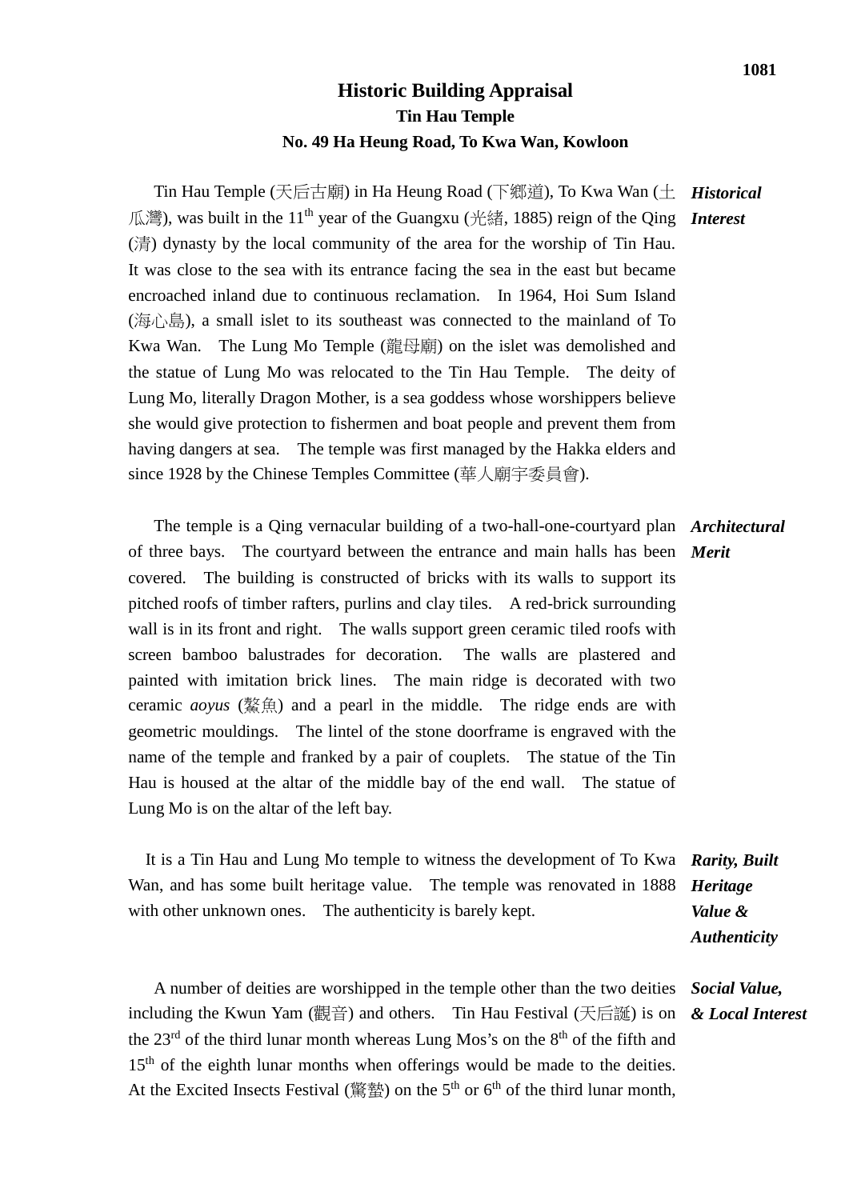# Historic Building Appraisal
## Tin Hau Temple
### No. 49 Ha Heung Road, To Kwa Wan, Kowloon

***Historical Interest***

Tin Hau Temple (天后古廟) in Ha Heung Road (下鄉道), To Kwa Wan (土瓜灣), was built in the 11th year of the Guangxu (光緒, 1885) reign of the Qing (清) dynasty by the local community of the area for the worship of Tin Hau. It was close to the sea with its entrance facing the sea in the east but became encroached inland due to continuous reclamation. In 1964, Hoi Sum Island (海心島), a small islet to its southeast was connected to the mainland of To Kwa Wan. The Lung Mo Temple (龍母廟) on the islet was demolished and the statue of Lung Mo was relocated to the Tin Hau Temple. The deity of Lung Mo, literally Dragon Mother, is a sea goddess whose worshippers believe she would give protection to fishermen and boat people and prevent them from having dangers at sea. The temple was first managed by the Hakka elders and since 1928 by the Chinese Temples Committee (華人廟宇委員會).

***Architectural Merit***

The temple is a Qing vernacular building of a two-hall-one-courtyard plan of three bays. The courtyard between the entrance and main halls has been covered. The building is constructed of bricks with its walls to support its pitched roofs of timber rafters, purlins and clay tiles. A red-brick surrounding wall is in its front and right. The walls support green ceramic tiled roofs with screen bamboo balustrades for decoration. The walls are plastered and painted with imitation brick lines. The main ridge is decorated with two ceramic *aoyus* (鰲魚) and a pearl in the middle. The ridge ends are with geometric mouldings. The lintel of the stone doorframe is engraved with the name of the temple and franked by a pair of couplets. The statue of the Tin Hau is housed at the altar of the middle bay of the end wall. The statue of Lung Mo is on the altar of the left bay.

***Rarity, Built Heritage Value & Authenticity***

It is a Tin Hau and Lung Mo temple to witness the development of To Kwa Wan, and has some built heritage value. The temple was renovated in 1888 with other unknown ones. The authenticity is barely kept.

***Social Value, & Local Interest***

A number of deities are worshipped in the temple other than the two deities including the Kwun Yam (觀音) and others. Tin Hau Festival (天后誕) is on the 23rd of the third lunar month whereas Lung Mos's on the 8th of the fifth and 15th of the eighth lunar months when offerings would be made to the deities. At the Excited Insects Festival (驚蟄) on the 5th or 6th of the third lunar month,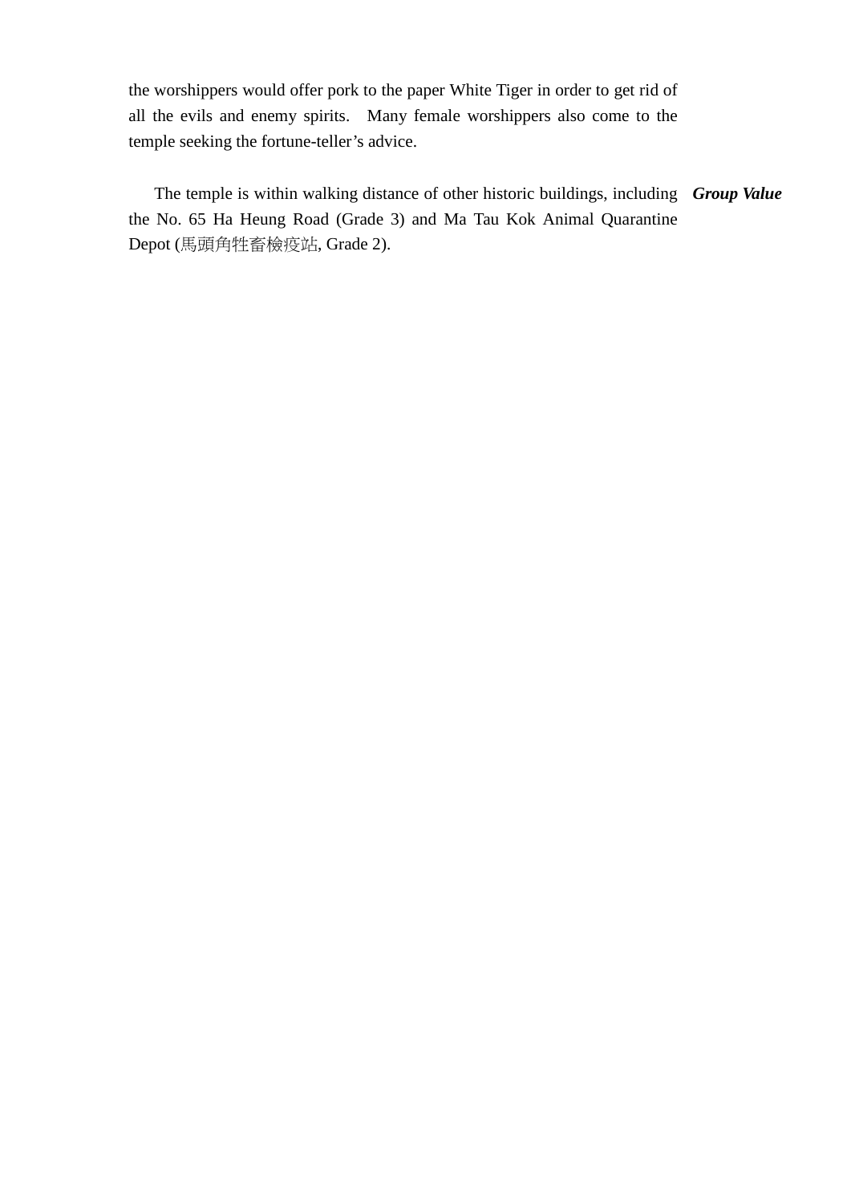the worshippers would offer pork to the paper White Tiger in order to get rid of all the evils and enemy spirits. Many female worshippers also come to the temple seeking the fortune-teller's advice.

***Group Value***

The temple is within walking distance of other historic buildings, including the No. 65 Ha Heung Road (Grade 3) and Ma Tau Kok Animal Quarantine Depot (馬頭角牲畜檢疫站, Grade 2).